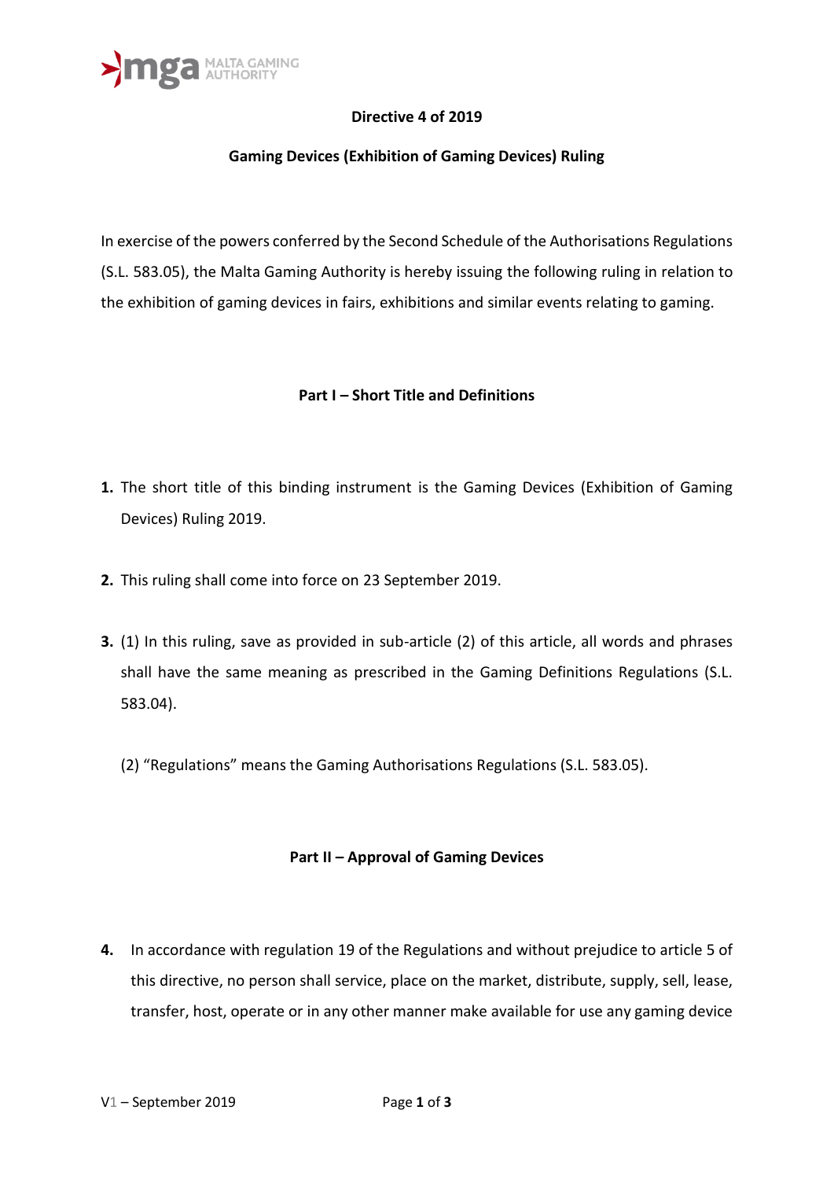**Directive 4 of 2019**

**Gaming Devices (Exhibition of Gaming Devices) Ruling**

In exercise of the powers conferred by the Second Schedule of the Authorisations Regulations (S.L. 583.05), the Malta Gaming Authority is hereby issuing the following ruling in relation to the exhibition of gaming devices in fairs, exhibitions and similar events relating to gaming.

## Part I – Short Title and Definitions

**1.** The short title of this binding instrument is the Gaming Devices (Exhibition of Gaming Devices) Ruling 2019.

**2.** This ruling shall come into force on 23 September 2019.

**3.** (1) In this ruling, save as provided in sub-article (2) of this article, all words and phrases shall have the same meaning as prescribed in the Gaming Definitions Regulations (S.L. 583.04).

(2) "Regulations" means the Gaming Authorisations Regulations (S.L. 583.05).

## Part II – Approval of Gaming Devices

**4.** In accordance with regulation 19 of the Regulations and without prejudice to article 5 of this directive, no person shall service, place on the market, distribute, supply, sell, lease, transfer, host, operate or in any other manner make available for use any gaming device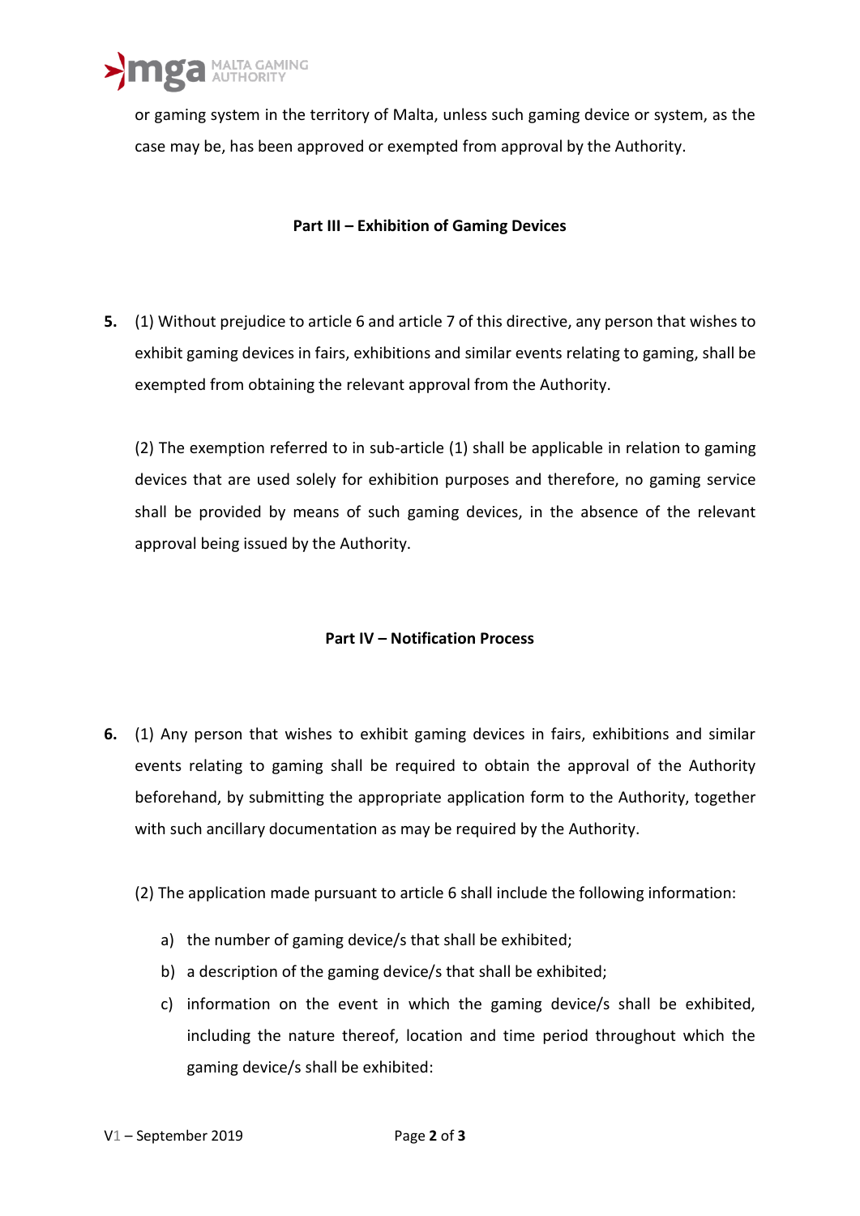or gaming system in the territory of Malta, unless such gaming device or system, as the case may be, has been approved or exempted from approval by the Authority.

## Part III – Exhibition of Gaming Devices

**5.** (1) Without prejudice to article 6 and article 7 of this directive, any person that wishes to exhibit gaming devices in fairs, exhibitions and similar events relating to gaming, shall be exempted from obtaining the relevant approval from the Authority.

(2) The exemption referred to in sub-article (1) shall be applicable in relation to gaming devices that are used solely for exhibition purposes and therefore, no gaming service shall be provided by means of such gaming devices, in the absence of the relevant approval being issued by the Authority.

## Part IV – Notification Process

**6.** (1) Any person that wishes to exhibit gaming devices in fairs, exhibitions and similar events relating to gaming shall be required to obtain the approval of the Authority beforehand, by submitting the appropriate application form to the Authority, together with such ancillary documentation as may be required by the Authority.

(2) The application made pursuant to article 6 shall include the following information:

a) the number of gaming device/s that shall be exhibited;
b) a description of the gaming device/s that shall be exhibited;
c) information on the event in which the gaming device/s shall be exhibited, including the nature thereof, location and time period throughout which the gaming device/s shall be exhibited: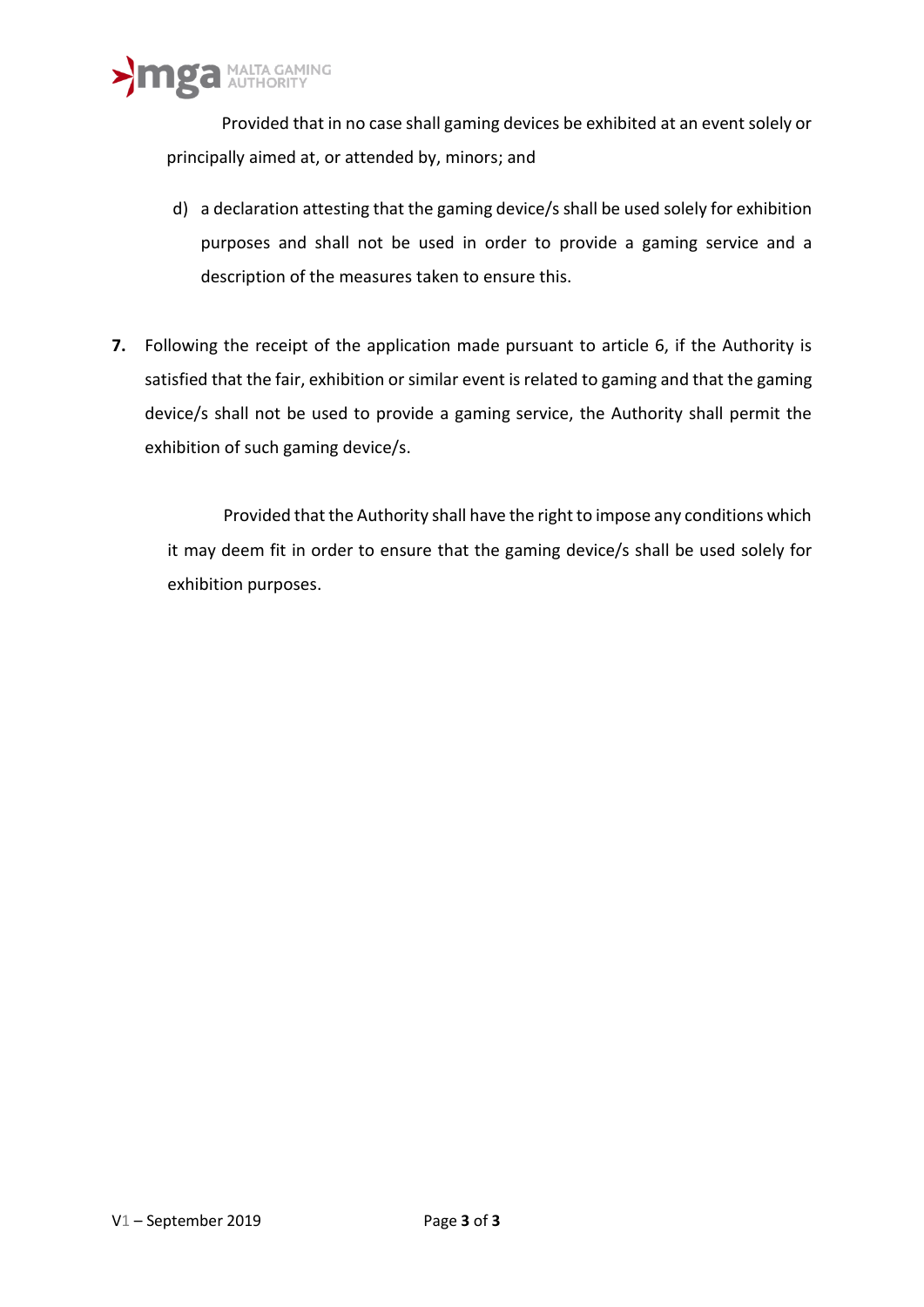Provided that in no case shall gaming devices be exhibited at an event solely or principally aimed at, or attended by, minors; and

d) a declaration attesting that the gaming device/s shall be used solely for exhibition purposes and shall not be used in order to provide a gaming service and a description of the measures taken to ensure this.

**7.** Following the receipt of the application made pursuant to article 6, if the Authority is satisfied that the fair, exhibition or similar event is related to gaming and that the gaming device/s shall not be used to provide a gaming service, the Authority shall permit the exhibition of such gaming device/s.

Provided that the Authority shall have the right to impose any conditions which it may deem fit in order to ensure that the gaming device/s shall be used solely for exhibition purposes.